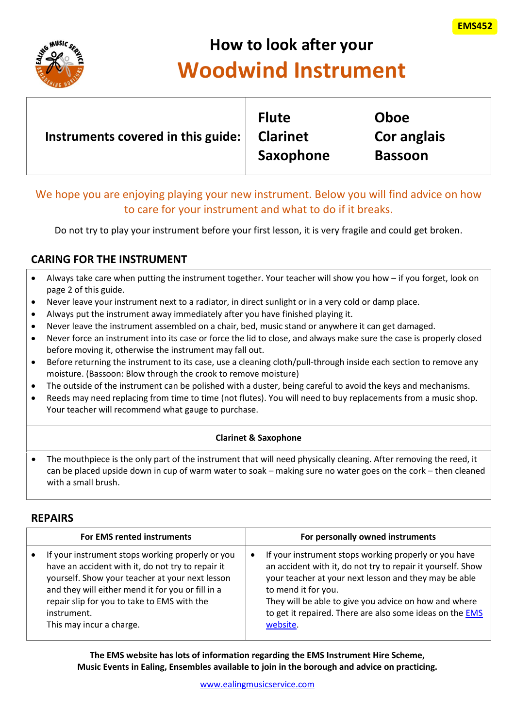EMS452

# How to look after your
# Woodwind Instrument

| | | |
|---|---|---|
| **Instruments covered in this guide:** | **Flute**<br>**Clarinet**<br>**Saxophone** | **Oboe**<br>**Cor anglais**<br>**Bassoon** |

We hope you are enjoying playing your new instrument. Below you will find advice on how to care for your instrument and what to do if it breaks.

Do not try to play your instrument before your first lesson, it is very fragile and could get broken.

## CARING FOR THE INSTRUMENT

- Always take care when putting the instrument together. Your teacher will show you how – if you forget, look on page 2 of this guide.
- Never leave your instrument next to a radiator, in direct sunlight or in a very cold or damp place.
- Always put the instrument away immediately after you have finished playing it.
- Never leave the instrument assembled on a chair, bed, music stand or anywhere it can get damaged.
- Never force an instrument into its case or force the lid to close, and always make sure the case is properly closed before moving it, otherwise the instrument may fall out.
- Before returning the instrument to its case, use a cleaning cloth/pull-through inside each section to remove any moisture. (Bassoon: Blow through the crook to remove moisture)
- The outside of the instrument can be polished with a duster, being careful to avoid the keys and mechanisms.
- Reeds may need replacing from time to time (not flutes). You will need to buy replacements from a music shop. Your teacher will recommend what gauge to purchase.

**Clarinet & Saxophone**

- The mouthpiece is the only part of the instrument that will need physically cleaning. After removing the reed, it can be placed upside down in cup of warm water to soak – making sure no water goes on the cork – then cleaned with a small brush.

## REPAIRS

| For EMS rented instruments | For personally owned instruments |
|---|---|
| • If your instrument stops working properly or you have an accident with it, do not try to repair it yourself. Show your teacher at your next lesson and they will either mend it for you or fill in a repair slip for you to take to EMS with the instrument.<br>This may incur a charge. | • If your instrument stops working properly or you have an accident with it, do not try to repair it yourself. Show your teacher at your next lesson and they may be able to mend it for you.<br>They will be able to give you advice on how and where to get it repaired. There are also some ideas on the EMS website. |

**The EMS website has lots of information regarding the EMS Instrument Hire Scheme, Music Events in Ealing, Ensembles available to join in the borough and advice on practicing.**

www.ealingmusicservice.com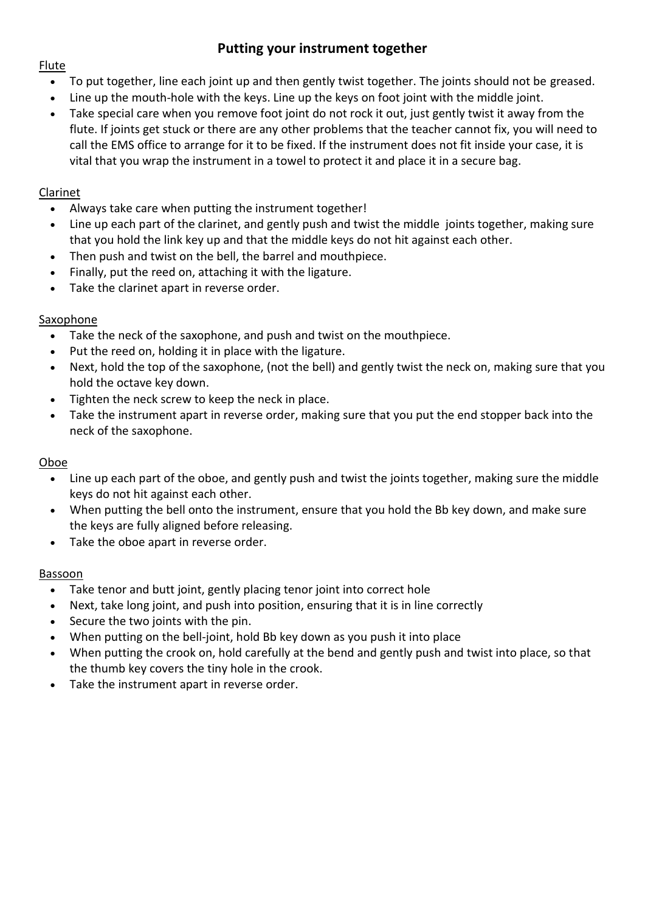# Putting your instrument together

Flute

- To put together, line each joint up and then gently twist together. The joints should not be greased.
- Line up the mouth-hole with the keys. Line up the keys on foot joint with the middle joint.
- Take special care when you remove foot joint do not rock it out, just gently twist it away from the flute. If joints get stuck or there are any other problems that the teacher cannot fix, you will need to call the EMS office to arrange for it to be fixed. If the instrument does not fit inside your case, it is vital that you wrap the instrument in a towel to protect it and place it in a secure bag.

Clarinet

- Always take care when putting the instrument together!
- Line up each part of the clarinet, and gently push and twist the middle joints together, making sure that you hold the link key up and that the middle keys do not hit against each other.
- Then push and twist on the bell, the barrel and mouthpiece.
- Finally, put the reed on, attaching it with the ligature.
- Take the clarinet apart in reverse order.

Saxophone

- Take the neck of the saxophone, and push and twist on the mouthpiece.
- Put the reed on, holding it in place with the ligature.
- Next, hold the top of the saxophone, (not the bell) and gently twist the neck on, making sure that you hold the octave key down.
- Tighten the neck screw to keep the neck in place.
- Take the instrument apart in reverse order, making sure that you put the end stopper back into the neck of the saxophone.

Oboe

- Line up each part of the oboe, and gently push and twist the joints together, making sure the middle keys do not hit against each other.
- When putting the bell onto the instrument, ensure that you hold the Bb key down, and make sure the keys are fully aligned before releasing.
- Take the oboe apart in reverse order.

Bassoon

- Take tenor and butt joint, gently placing tenor joint into correct hole
- Next, take long joint, and push into position, ensuring that it is in line correctly
- Secure the two joints with the pin.
- When putting on the bell-joint, hold Bb key down as you push it into place
- When putting the crook on, hold carefully at the bend and gently push and twist into place, so that the thumb key covers the tiny hole in the crook.
- Take the instrument apart in reverse order.